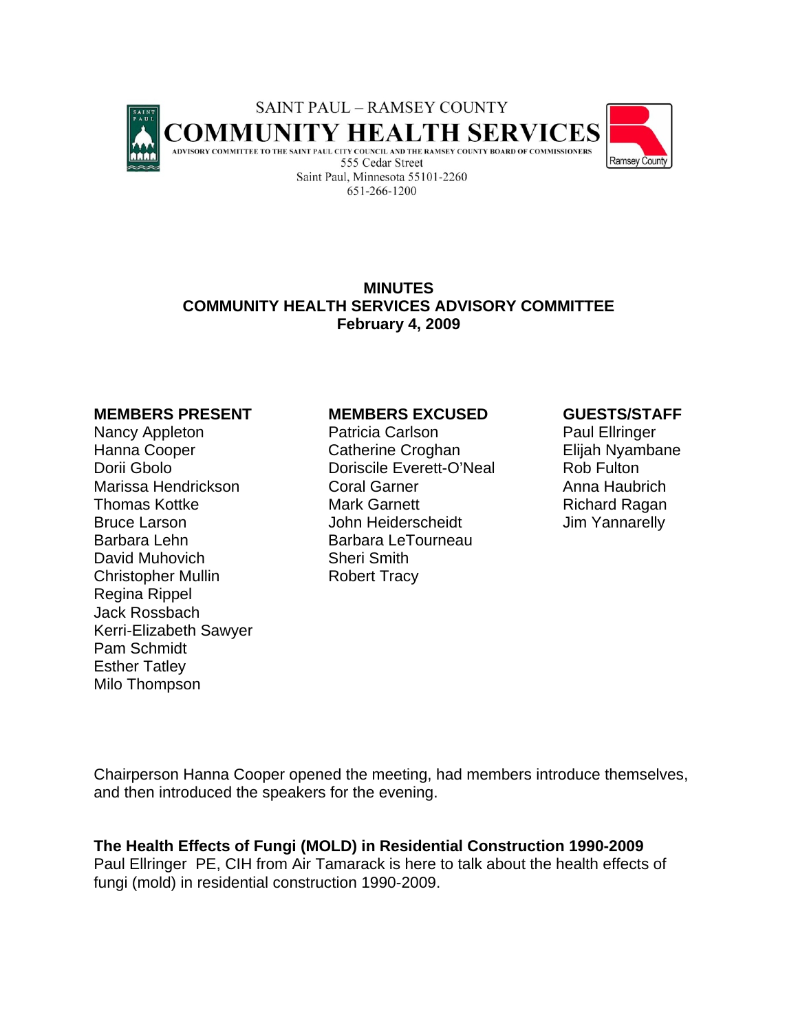SAINT PAUL – RAMSEY COUNTY

# COMMUNITY HEALTH SERVICES

ADVISORY COMMITTEE TO THE SAINT PAUL CITY COUNCIL AND THE RAMSEY COUNTY BOARD OF COMMISSIONERS

555 Cedar Street
Saint Paul, Minnesota 55101-2260
651-266-1200

**MINUTES**
**COMMUNITY HEALTH SERVICES ADVISORY COMMITTEE**
**February 4, 2009**

| MEMBERS PRESENT | MEMBERS EXCUSED | GUESTS/STAFF |
|---|---|---|
| Nancy Appleton | Patricia Carlson | Paul Ellringer |
| Hanna Cooper | Catherine Croghan | Elijah Nyambane |
| Dorii Gbolo | Doriscile Everett-O'Neal | Rob Fulton |
| Marissa Hendrickson | Coral Garner | Anna Haubrich |
| Thomas Kottke | Mark Garnett | Richard Ragan |
| Bruce Larson | John Heiderscheidt | Jim Yannarelly |
| Barbara Lehn | Barbara LeTourneau | |
| David Muhovich | Sheri Smith | |
| Christopher Mullin | Robert Tracy | |
| Regina Rippel | | |
| Jack Rossbach | | |
| Kerri-Elizabeth Sawyer | | |
| Pam Schmidt | | |
| Esther Tatley | | |
| Milo Thompson | | |

Chairperson Hanna Cooper opened the meeting, had members introduce themselves, and then introduced the speakers for the evening.

**The Health Effects of Fungi (MOLD) in Residential Construction 1990-2009**
Paul Ellringer PE, CIH from Air Tamarack is here to talk about the health effects of fungi (mold) in residential construction 1990-2009.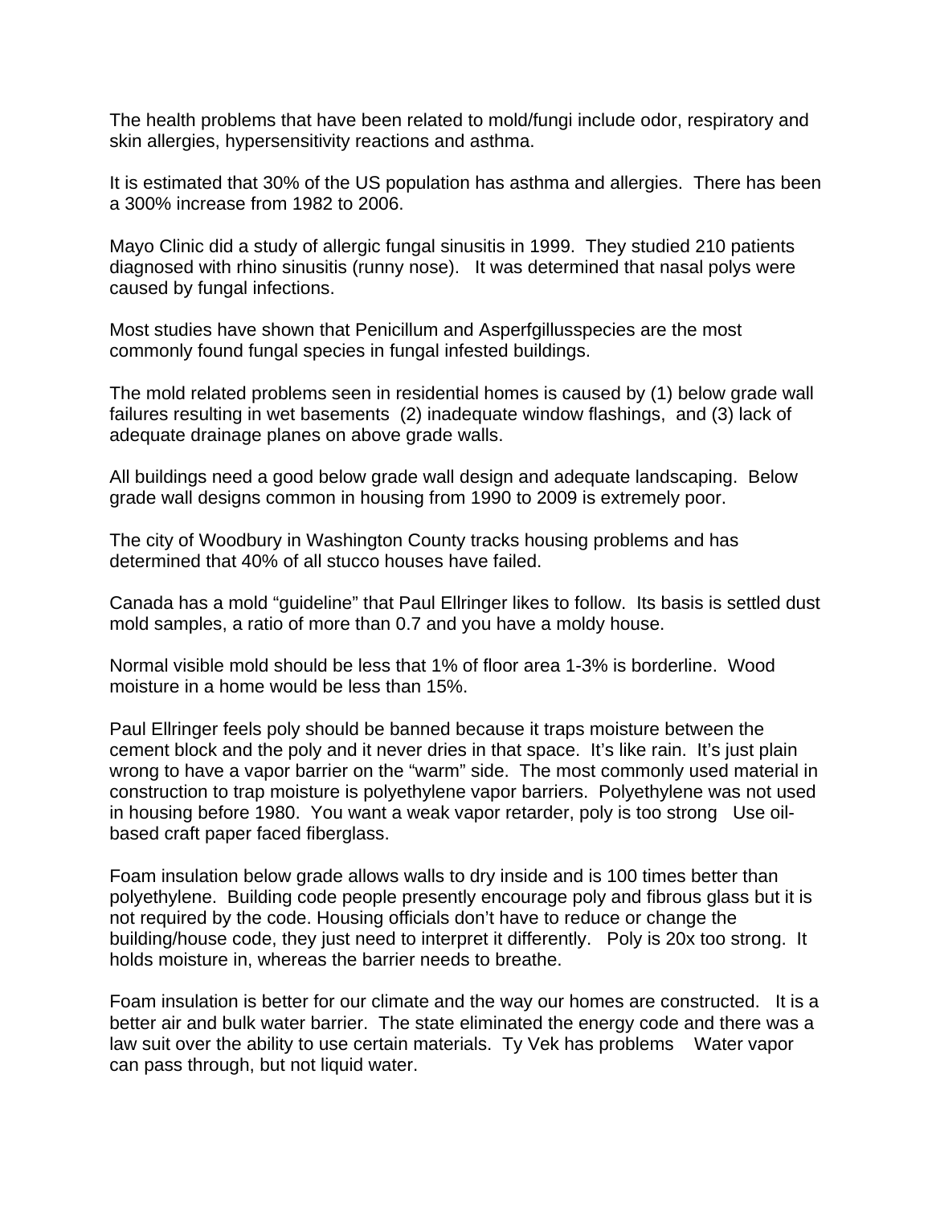The health problems that have been related to mold/fungi include odor, respiratory and skin allergies, hypersensitivity reactions and asthma.

It is estimated that 30% of the US population has asthma and allergies. There has been a 300% increase from 1982 to 2006.

Mayo Clinic did a study of allergic fungal sinusitis in 1999. They studied 210 patients diagnosed with rhino sinusitis (runny nose). It was determined that nasal polys were caused by fungal infections.

Most studies have shown that Penicillum and Asperfgillusspecies are the most commonly found fungal species in fungal infested buildings.

The mold related problems seen in residential homes is caused by (1) below grade wall failures resulting in wet basements (2) inadequate window flashings, and (3) lack of adequate drainage planes on above grade walls.

All buildings need a good below grade wall design and adequate landscaping. Below grade wall designs common in housing from 1990 to 2009 is extremely poor.

The city of Woodbury in Washington County tracks housing problems and has determined that 40% of all stucco houses have failed.

Canada has a mold "guideline" that Paul Ellringer likes to follow. Its basis is settled dust mold samples, a ratio of more than 0.7 and you have a moldy house.

Normal visible mold should be less that 1% of floor area 1-3% is borderline. Wood moisture in a home would be less than 15%.

Paul Ellringer feels poly should be banned because it traps moisture between the cement block and the poly and it never dries in that space. It's like rain. It's just plain wrong to have a vapor barrier on the "warm" side. The most commonly used material in construction to trap moisture is polyethylene vapor barriers. Polyethylene was not used in housing before 1980. You want a weak vapor retarder, poly is too strong Use oil-based craft paper faced fiberglass.

Foam insulation below grade allows walls to dry inside and is 100 times better than polyethylene. Building code people presently encourage poly and fibrous glass but it is not required by the code. Housing officials don't have to reduce or change the building/house code, they just need to interpret it differently. Poly is 20x too strong. It holds moisture in, whereas the barrier needs to breathe.

Foam insulation is better for our climate and the way our homes are constructed. It is a better air and bulk water barrier. The state eliminated the energy code and there was a law suit over the ability to use certain materials. Ty Vek has problems Water vapor can pass through, but not liquid water.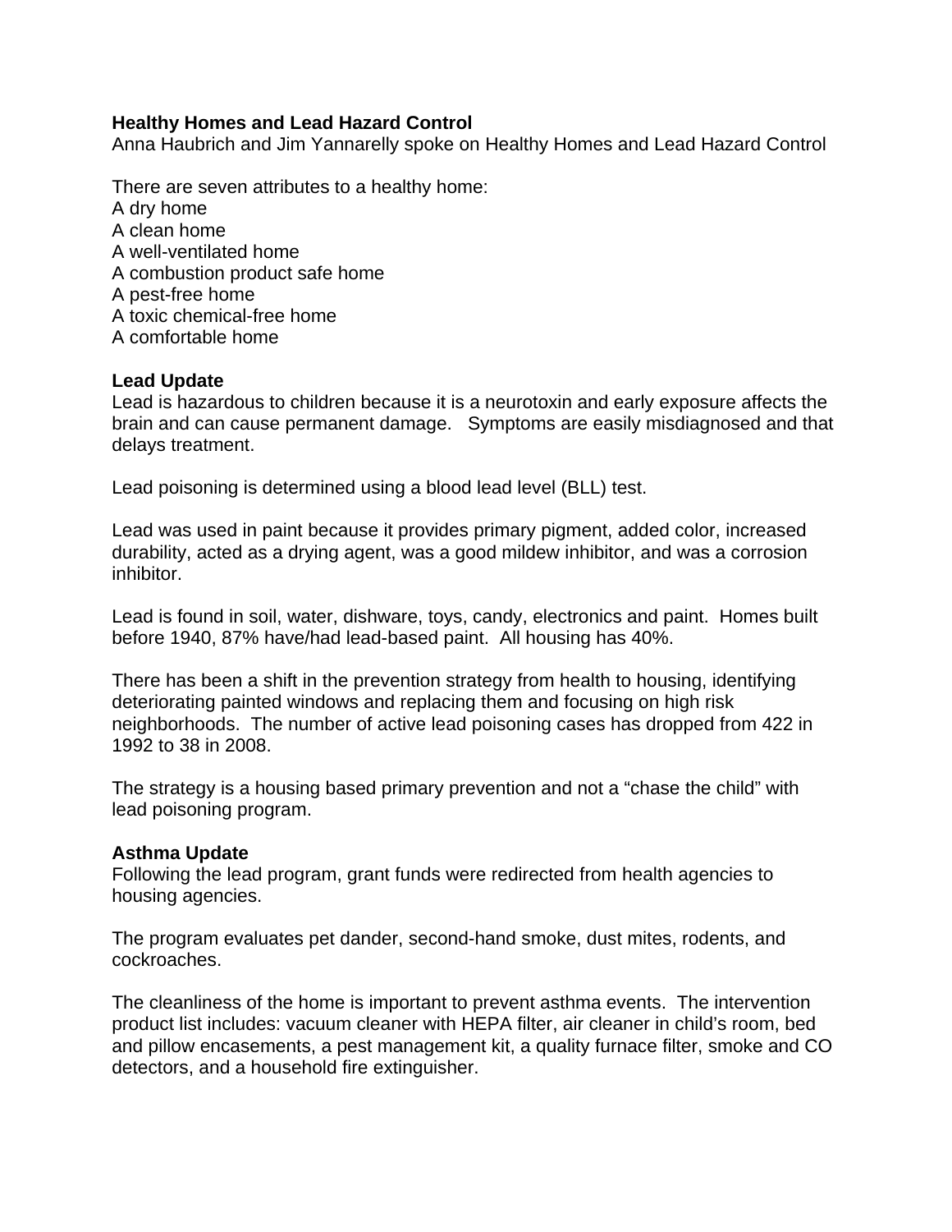**Healthy Homes and Lead Hazard Control**

Anna Haubrich and Jim Yannarelly spoke on Healthy Homes and Lead Hazard Control

There are seven attributes to a healthy home:
A dry home
A clean home
A well-ventilated home
A combustion product safe home
A pest-free home
A toxic chemical-free home
A comfortable home

**Lead Update**

Lead is hazardous to children because it is a neurotoxin and early exposure affects the brain and can cause permanent damage. Symptoms are easily misdiagnosed and that delays treatment.

Lead poisoning is determined using a blood lead level (BLL) test.

Lead was used in paint because it provides primary pigment, added color, increased durability, acted as a drying agent, was a good mildew inhibitor, and was a corrosion inhibitor.

Lead is found in soil, water, dishware, toys, candy, electronics and paint. Homes built before 1940, 87% have/had lead-based paint. All housing has 40%.

There has been a shift in the prevention strategy from health to housing, identifying deteriorating painted windows and replacing them and focusing on high risk neighborhoods. The number of active lead poisoning cases has dropped from 422 in 1992 to 38 in 2008.

The strategy is a housing based primary prevention and not a "chase the child" with lead poisoning program.

**Asthma Update**

Following the lead program, grant funds were redirected from health agencies to housing agencies.

The program evaluates pet dander, second-hand smoke, dust mites, rodents, and cockroaches.

The cleanliness of the home is important to prevent asthma events. The intervention product list includes: vacuum cleaner with HEPA filter, air cleaner in child's room, bed and pillow encasements, a pest management kit, a quality furnace filter, smoke and CO detectors, and a household fire extinguisher.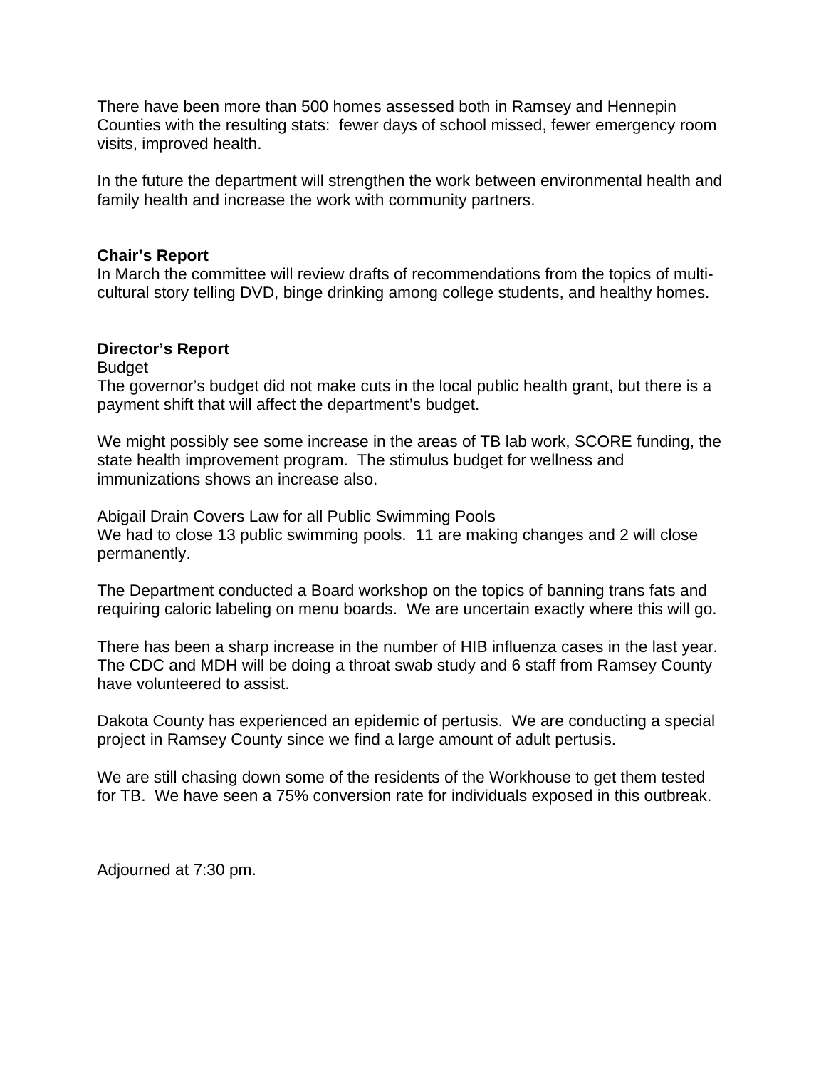There have been more than 500 homes assessed both in Ramsey and Hennepin Counties with the resulting stats: fewer days of school missed, fewer emergency room visits, improved health.

In the future the department will strengthen the work between environmental health and family health and increase the work with community partners.

**Chair's Report**

In March the committee will review drafts of recommendations from the topics of multi-cultural story telling DVD, binge drinking among college students, and healthy homes.

**Director's Report**

Budget

The governor's budget did not make cuts in the local public health grant, but there is a payment shift that will affect the department's budget.

We might possibly see some increase in the areas of TB lab work, SCORE funding, the state health improvement program. The stimulus budget for wellness and immunizations shows an increase also.

Abigail Drain Covers Law for all Public Swimming Pools

We had to close 13 public swimming pools. 11 are making changes and 2 will close permanently.

The Department conducted a Board workshop on the topics of banning trans fats and requiring caloric labeling on menu boards. We are uncertain exactly where this will go.

There has been a sharp increase in the number of HIB influenza cases in the last year. The CDC and MDH will be doing a throat swab study and 6 staff from Ramsey County have volunteered to assist.

Dakota County has experienced an epidemic of pertusis. We are conducting a special project in Ramsey County since we find a large amount of adult pertusis.

We are still chasing down some of the residents of the Workhouse to get them tested for TB. We have seen a 75% conversion rate for individuals exposed in this outbreak.

Adjourned at 7:30 pm.